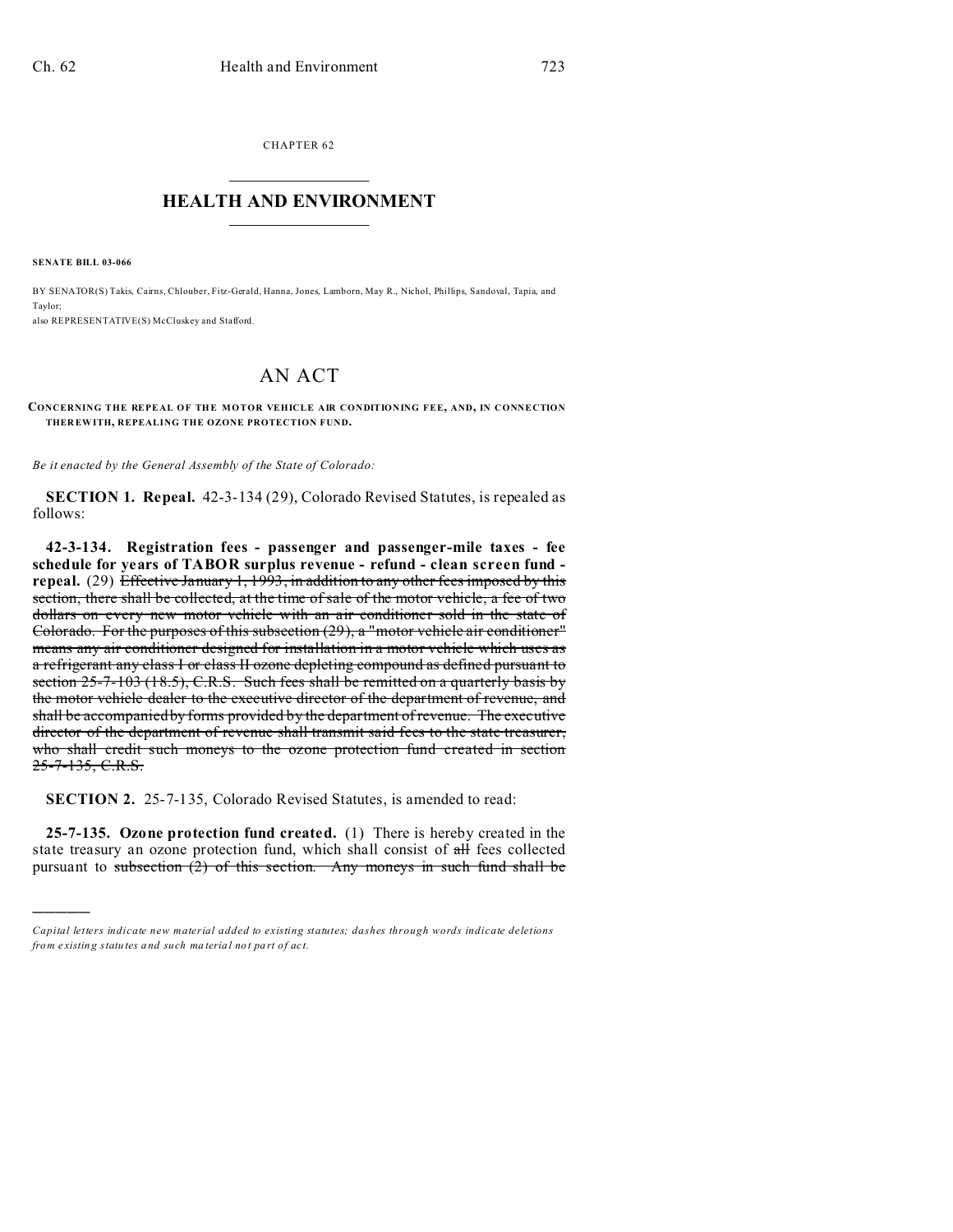CHAPTER 62

# HEALTH AND ENVIRONMENT

**SENATE BILL 03-066**

BY SENATOR(S) Takis, Cairns, Chlouber, Fitz-Gerald, Hanna, Jones, Lamborn, May R., Nichol, Phillips, Sandoval, Tapia, and Taylor;
also REPRESENTATIVE(S) McCluskey and Stafford.

# AN ACT

**CONCERNING THE REPEAL OF THE MOTOR VEHICLE AIR CONDITIONING FEE, AND, IN CONNECTION THEREWITH, REPEALING THE OZONE PROTECTION FUND.**

*Be it enacted by the General Assembly of the State of Colorado:*

**SECTION 1. Repeal.** 42-3-134 (29), Colorado Revised Statutes, is repealed as follows:

**42-3-134. Registration fees - passenger and passenger-mile taxes - fee schedule for years of TABOR surplus revenue - refund - clean screen fund - repeal.** (29) ~~Effective January 1, 1993, in addition to any other fees imposed by this section, there shall be collected, at the time of sale of the motor vehicle, a fee of two dollars on every new motor vehicle with an air conditioner sold in the state of Colorado. For the purposes of this subsection (29), a "motor vehicle air conditioner" means any air conditioner designed for installation in a motor vehicle which uses as a refrigerant any class I or class II ozone depleting compound as defined pursuant to section 25-7-103 (18.5), C.R.S. Such fees shall be remitted on a quarterly basis by the motor vehicle dealer to the executive director of the department of revenue, and shall be accompanied by forms provided by the department of revenue. The executive director of the department of revenue shall transmit said fees to the state treasurer, who shall credit such moneys to the ozone protection fund created in section 25-7-135, C.R.S.~~

**SECTION 2.** 25-7-135, Colorado Revised Statutes, is amended to read:

**25-7-135. Ozone protection fund created.** (1) There is hereby created in the state treasury an ozone protection fund, which shall consist of ~~all~~ fees collected pursuant to ~~subsection (2) of this section. Any moneys in such fund shall be~~

---

*Capital letters indicate new material added to existing statutes; dashes through words indicate deletions from existing statutes and such material not part of act.*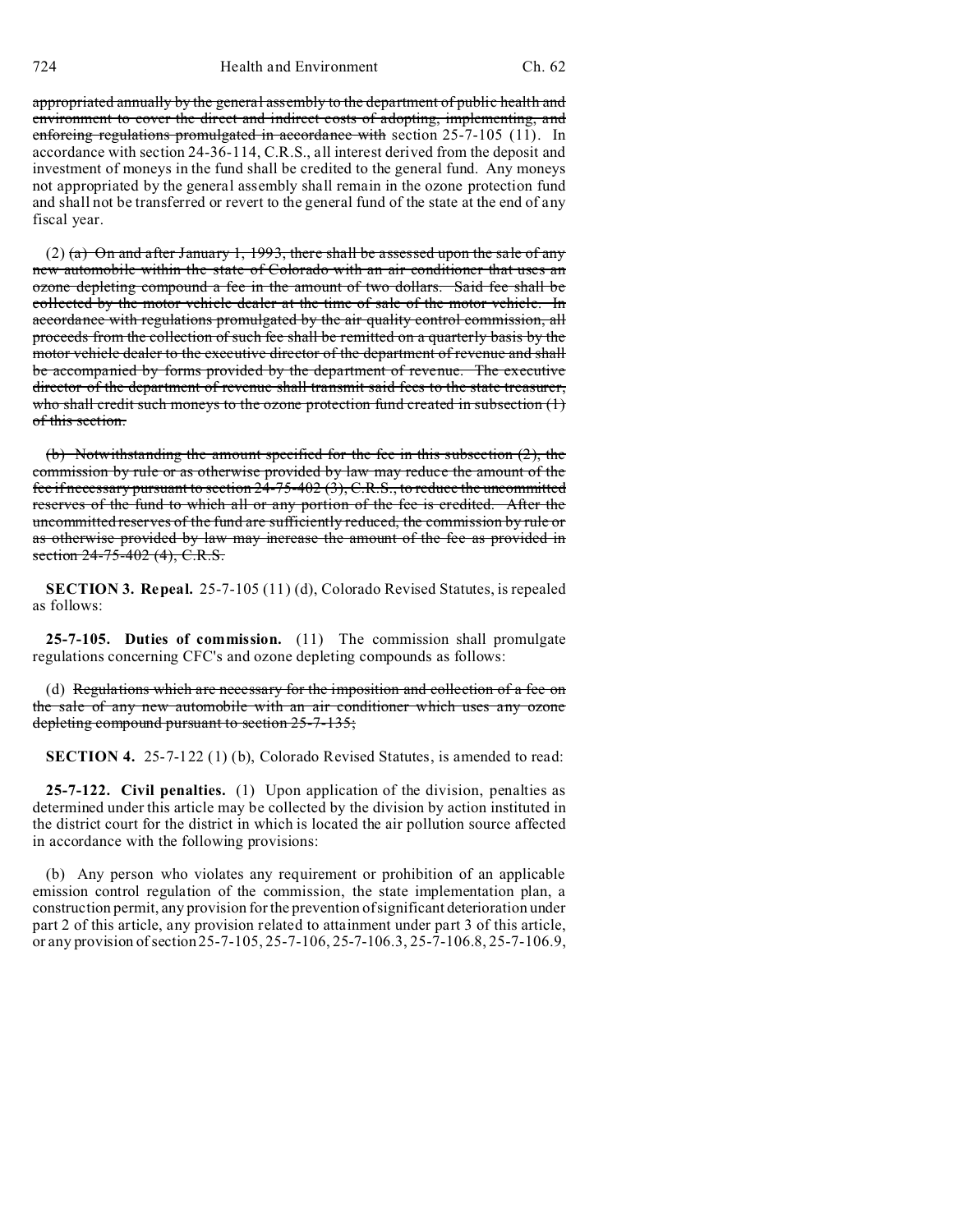appropriated annually by the general assembly to the department of public health and environment to cover the direct and indirect costs of adopting, implementing, and enforcing regulations promulgated in accordance with section 25-7-105 (11). In accordance with section 24-36-114, C.R.S., all interest derived from the deposit and investment of moneys in the fund shall be credited to the general fund. Any moneys not appropriated by the general assembly shall remain in the ozone protection fund and shall not be transferred or revert to the general fund of the state at the end of any fiscal year.

(2) ~~(a) On and after January 1, 1993, there shall be assessed upon the sale of any new automobile within the state of Colorado with an air conditioner that uses an ozone depleting compound a fee in the amount of two dollars. Said fee shall be collected by the motor vehicle dealer at the time of sale of the motor vehicle. In accordance with regulations promulgated by the air quality control commission, all proceeds from the collection of such fee shall be remitted on a quarterly basis by the motor vehicle dealer to the executive director of the department of revenue and shall be accompanied by forms provided by the department of revenue. The executive director of the department of revenue shall transmit said fees to the state treasurer, who shall credit such moneys to the ozone protection fund created in subsection (1) of this section.~~

~~(b) Notwithstanding the amount specified for the fee in this subsection (2), the commission by rule or as otherwise provided by law may reduce the amount of the fee if necessary pursuant to section 24-75-402 (3), C.R.S., to reduce the uncommitted reserves of the fund to which all or any portion of the fee is credited. After the uncommitted reserves of the fund are sufficiently reduced, the commission by rule or as otherwise provided by law may increase the amount of the fee as provided in section 24-75-402 (4), C.R.S.~~

**SECTION 3. Repeal.** 25-7-105 (11) (d), Colorado Revised Statutes, is repealed as follows:

**25-7-105. Duties of commission.** (11) The commission shall promulgate regulations concerning CFC's and ozone depleting compounds as follows:

(d) ~~Regulations which are necessary for the imposition and collection of a fee on the sale of any new automobile with an air conditioner which uses any ozone depleting compound pursuant to section 25-7-135;~~

**SECTION 4.** 25-7-122 (1) (b), Colorado Revised Statutes, is amended to read:

**25-7-122. Civil penalties.** (1) Upon application of the division, penalties as determined under this article may be collected by the division by action instituted in the district court for the district in which is located the air pollution source affected in accordance with the following provisions:

(b) Any person who violates any requirement or prohibition of an applicable emission control regulation of the commission, the state implementation plan, a construction permit, any provision for the prevention of significant deterioration under part 2 of this article, any provision related to attainment under part 3 of this article, or any provision of section 25-7-105, 25-7-106, 25-7-106.3, 25-7-106.8, 25-7-106.9,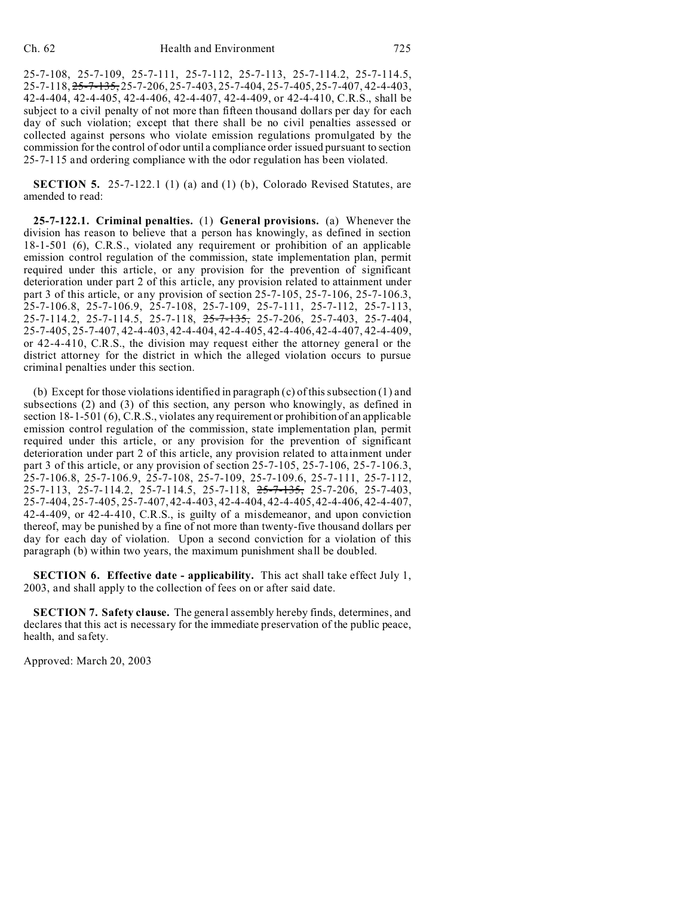25-7-108, 25-7-109, 25-7-111, 25-7-112, 25-7-113, 25-7-114.2, 25-7-114.5, 25-7-118, ~~25-7-135,~~ 25-7-206, 25-7-403, 25-7-404, 25-7-405, 25-7-407, 42-4-403, 42-4-404, 42-4-405, 42-4-406, 42-4-407, 42-4-409, or 42-4-410, C.R.S., shall be subject to a civil penalty of not more than fifteen thousand dollars per day for each day of such violation; except that there shall be no civil penalties assessed or collected against persons who violate emission regulations promulgated by the commission for the control of odor until a compliance order issued pursuant to section 25-7-115 and ordering compliance with the odor regulation has been violated.

**SECTION 5.** 25-7-122.1 (1) (a) and (1) (b), Colorado Revised Statutes, are amended to read:

**25-7-122.1. Criminal penalties.** (1) **General provisions.** (a) Whenever the division has reason to believe that a person has knowingly, as defined in section 18-1-501 (6), C.R.S., violated any requirement or prohibition of an applicable emission control regulation of the commission, state implementation plan, permit required under this article, or any provision for the prevention of significant deterioration under part 2 of this article, any provision related to attainment under part 3 of this article, or any provision of section 25-7-105, 25-7-106, 25-7-106.3, 25-7-106.8, 25-7-106.9, 25-7-108, 25-7-109, 25-7-111, 25-7-112, 25-7-113, 25-7-114.2, 25-7-114.5, 25-7-118, ~~25-7-135,~~ 25-7-206, 25-7-403, 25-7-404, 25-7-405, 25-7-407, 42-4-403, 42-4-404, 42-4-405, 42-4-406, 42-4-407, 42-4-409, or 42-4-410, C.R.S., the division may request either the attorney general or the district attorney for the district in which the alleged violation occurs to pursue criminal penalties under this section.

(b) Except for those violations identified in paragraph (c) of this subsection (1) and subsections (2) and (3) of this section, any person who knowingly, as defined in section 18-1-501 (6), C.R.S., violates any requirement or prohibition of an applicable emission control regulation of the commission, state implementation plan, permit required under this article, or any provision for the prevention of significant deterioration under part 2 of this article, any provision related to attainment under part 3 of this article, or any provision of section 25-7-105, 25-7-106, 25-7-106.3, 25-7-106.8, 25-7-106.9, 25-7-108, 25-7-109, 25-7-109.6, 25-7-111, 25-7-112, 25-7-113, 25-7-114.2, 25-7-114.5, 25-7-118, ~~25-7-135,~~ 25-7-206, 25-7-403, 25-7-404, 25-7-405, 25-7-407, 42-4-403, 42-4-404, 42-4-405, 42-4-406, 42-4-407, 42-4-409, or 42-4-410, C.R.S., is guilty of a misdemeanor, and upon conviction thereof, may be punished by a fine of not more than twenty-five thousand dollars per day for each day of violation. Upon a second conviction for a violation of this paragraph (b) within two years, the maximum punishment shall be doubled.

**SECTION 6. Effective date - applicability.** This act shall take effect July 1, 2003, and shall apply to the collection of fees on or after said date.

**SECTION 7. Safety clause.** The general assembly hereby finds, determines, and declares that this act is necessary for the immediate preservation of the public peace, health, and safety.

Approved: March 20, 2003